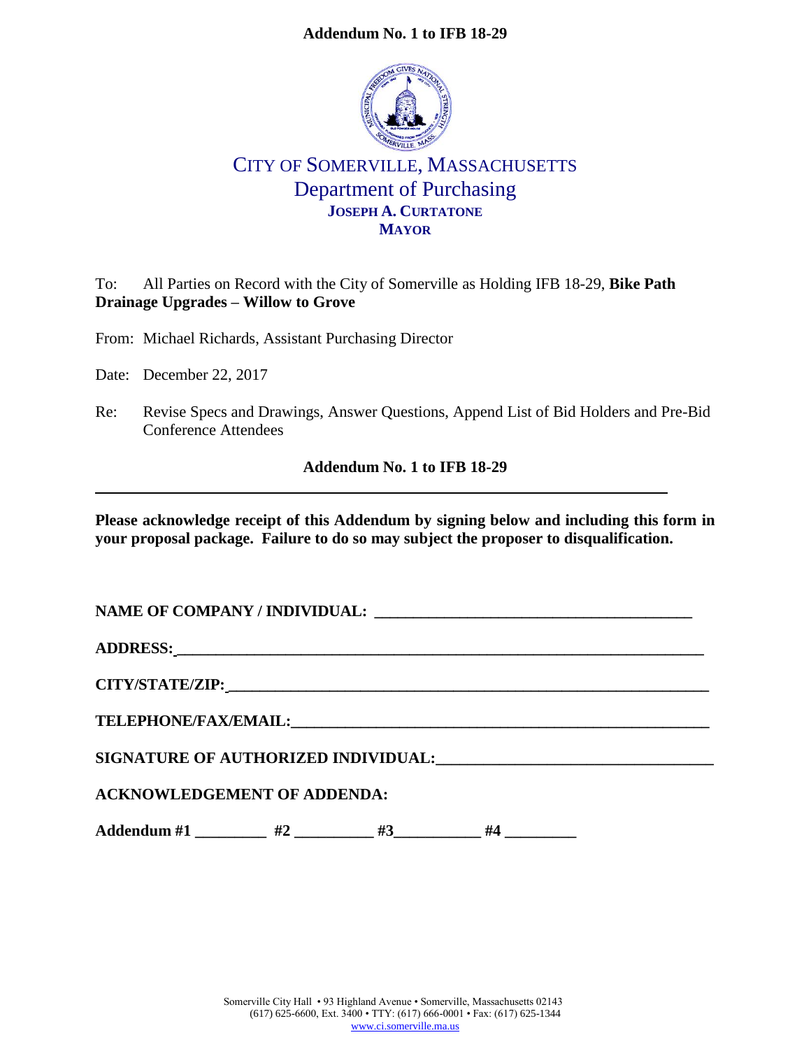**Addendum No. 1 to IFB 18-29**

# CITY OF SOMERVILLE, MASSACHUSETTS
## Department of Purchasing
**JOSEPH A. CURTATONE**
**MAYOR**

To: All Parties on Record with the City of Somerville as Holding IFB 18-29, **Bike Path Drainage Upgrades – Willow to Grove**

From: Michael Richards, Assistant Purchasing Director

Date: December 22, 2017

Re: Revise Specs and Drawings, Answer Questions, Append List of Bid Holders and Pre-Bid Conference Attendees

**Addendum No. 1 to IFB 18-29**

---

**Please acknowledge receipt of this Addendum by signing below and including this form in your proposal package. Failure to do so may subject the proposer to disqualification.**

**NAME OF COMPANY / INDIVIDUAL: ________________________________________**

**ADDRESS: ____________________________________________________________**

**CITY/STATE/ZIP: ______________________________________________________**

**TELEPHONE/FAX/EMAIL: _________________________________________________**

**SIGNATURE OF AUTHORIZED INDIVIDUAL: __________________________________**

**ACKNOWLEDGEMENT OF ADDENDA:**

**Addendum #1 _________ #2 __________ #3___________ #4 _________**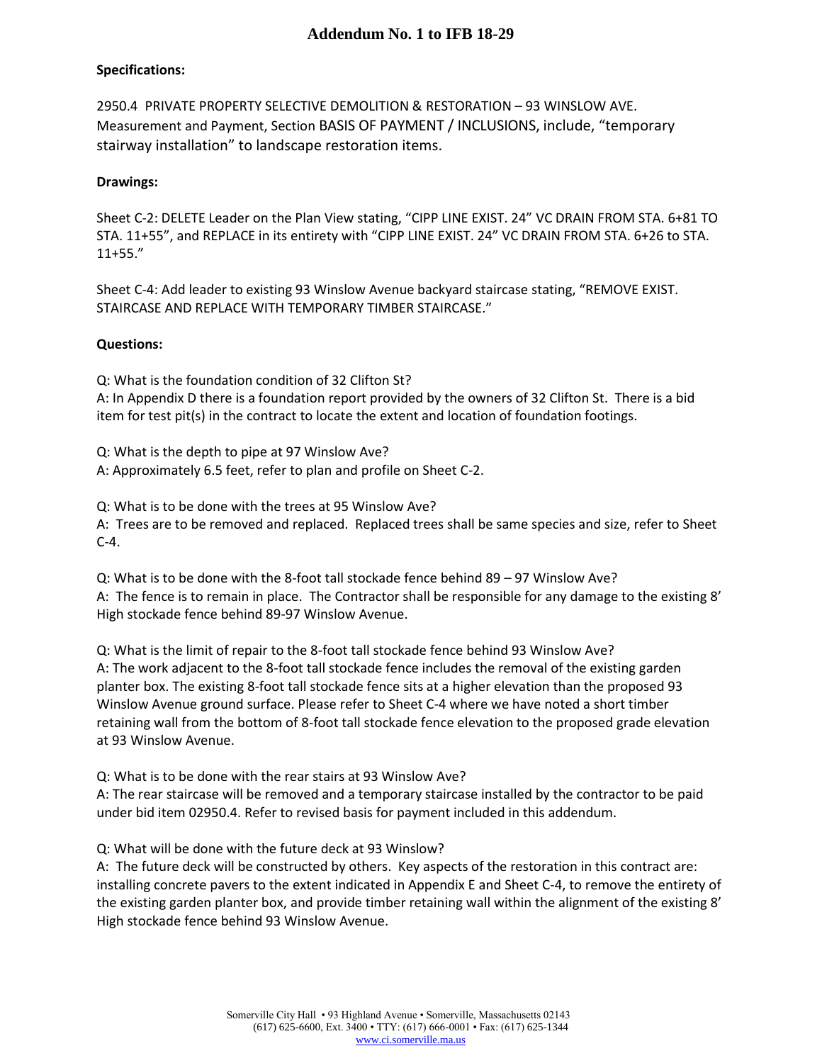# Addendum No. 1 to IFB 18-29

**Specifications:**

2950.4 PRIVATE PROPERTY SELECTIVE DEMOLITION & RESTORATION – 93 WINSLOW AVE. Measurement and Payment, Section BASIS OF PAYMENT / INCLUSIONS, include, "temporary stairway installation" to landscape restoration items.

**Drawings:**

Sheet C-2: DELETE Leader on the Plan View stating, "CIPP LINE EXIST. 24" VC DRAIN FROM STA. 6+81 TO STA. 11+55", and REPLACE in its entirety with "CIPP LINE EXIST. 24" VC DRAIN FROM STA. 6+26 to STA. 11+55."

Sheet C-4: Add leader to existing 93 Winslow Avenue backyard staircase stating, "REMOVE EXIST. STAIRCASE AND REPLACE WITH TEMPORARY TIMBER STAIRCASE."

**Questions:**

Q: What is the foundation condition of 32 Clifton St?
A: In Appendix D there is a foundation report provided by the owners of 32 Clifton St. There is a bid item for test pit(s) in the contract to locate the extent and location of foundation footings.

Q: What is the depth to pipe at 97 Winslow Ave?
A: Approximately 6.5 feet, refer to plan and profile on Sheet C-2.

Q: What is to be done with the trees at 95 Winslow Ave?
A: Trees are to be removed and replaced. Replaced trees shall be same species and size, refer to Sheet C-4.

Q: What is to be done with the 8-foot tall stockade fence behind 89 – 97 Winslow Ave?
A: The fence is to remain in place. The Contractor shall be responsible for any damage to the existing 8' High stockade fence behind 89-97 Winslow Avenue.

Q: What is the limit of repair to the 8-foot tall stockade fence behind 93 Winslow Ave?
A: The work adjacent to the 8-foot tall stockade fence includes the removal of the existing garden planter box. The existing 8-foot tall stockade fence sits at a higher elevation than the proposed 93 Winslow Avenue ground surface. Please refer to Sheet C-4 where we have noted a short timber retaining wall from the bottom of 8-foot tall stockade fence elevation to the proposed grade elevation at 93 Winslow Avenue.

Q: What is to be done with the rear stairs at 93 Winslow Ave?
A: The rear staircase will be removed and a temporary staircase installed by the contractor to be paid under bid item 02950.4. Refer to revised basis for payment included in this addendum.

Q: What will be done with the future deck at 93 Winslow?
A: The future deck will be constructed by others. Key aspects of the restoration in this contract are: installing concrete pavers to the extent indicated in Appendix E and Sheet C-4, to remove the entirety of the existing garden planter box, and provide timber retaining wall within the alignment of the existing 8' High stockade fence behind 93 Winslow Avenue.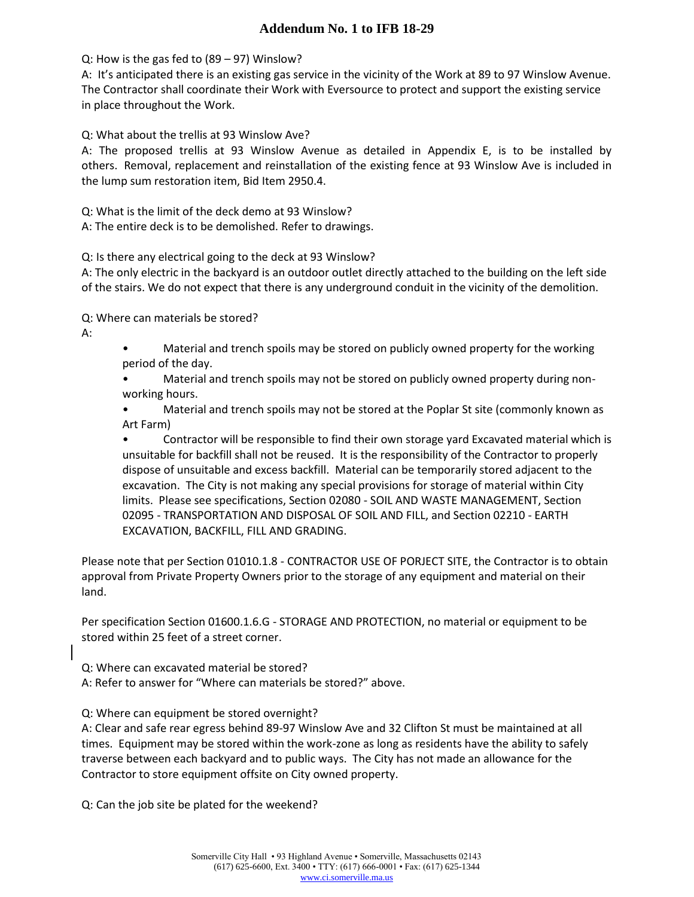# Addendum No. 1 to IFB 18-29

Q: How is the gas fed to (89 – 97) Winslow?

A: It's anticipated there is an existing gas service in the vicinity of the Work at 89 to 97 Winslow Avenue. The Contractor shall coordinate their Work with Eversource to protect and support the existing service in place throughout the Work.

Q: What about the trellis at 93 Winslow Ave?

A: The proposed trellis at 93 Winslow Avenue as detailed in Appendix E, is to be installed by others. Removal, replacement and reinstallation of the existing fence at 93 Winslow Ave is included in the lump sum restoration item, Bid Item 2950.4.

Q: What is the limit of the deck demo at 93 Winslow?

A: The entire deck is to be demolished. Refer to drawings.

Q: Is there any electrical going to the deck at 93 Winslow?

A: The only electric in the backyard is an outdoor outlet directly attached to the building on the left side of the stairs. We do not expect that there is any underground conduit in the vicinity of the demolition.

Q: Where can materials be stored?

A:

- Material and trench spoils may be stored on publicly owned property for the working period of the day.
- Material and trench spoils may not be stored on publicly owned property during non-working hours.
- Material and trench spoils may not be stored at the Poplar St site (commonly known as Art Farm)
- Contractor will be responsible to find their own storage yard Excavated material which is unsuitable for backfill shall not be reused. It is the responsibility of the Contractor to properly dispose of unsuitable and excess backfill. Material can be temporarily stored adjacent to the excavation. The City is not making any special provisions for storage of material within City limits. Please see specifications, Section 02080 - SOIL AND WASTE MANAGEMENT, Section 02095 - TRANSPORTATION AND DISPOSAL OF SOIL AND FILL, and Section 02210 - EARTH EXCAVATION, BACKFILL, FILL AND GRADING.

Please note that per Section 01010.1.8 - CONTRACTOR USE OF PORJECT SITE, the Contractor is to obtain approval from Private Property Owners prior to the storage of any equipment and material on their land.

Per specification Section 01600.1.6.G - STORAGE AND PROTECTION, no material or equipment to be stored within 25 feet of a street corner.

Q: Where can excavated material be stored?

A: Refer to answer for "Where can materials be stored?" above.

Q: Where can equipment be stored overnight?

A: Clear and safe rear egress behind 89-97 Winslow Ave and 32 Clifton St must be maintained at all times. Equipment may be stored within the work-zone as long as residents have the ability to safely traverse between each backyard and to public ways. The City has not made an allowance for the Contractor to store equipment offsite on City owned property.

Q: Can the job site be plated for the weekend?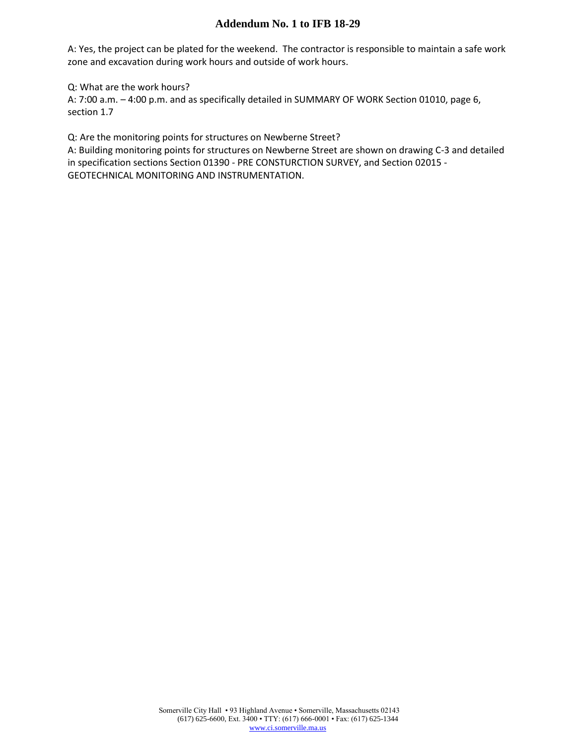A: Yes, the project can be plated for the weekend. The contractor is responsible to maintain a safe work zone and excavation during work hours and outside of work hours.

Q: What are the work hours?
A: 7:00 a.m. – 4:00 p.m. and as specifically detailed in SUMMARY OF WORK Section 01010, page 6, section 1.7

Q: Are the monitoring points for structures on Newberne Street?
A: Building monitoring points for structures on Newberne Street are shown on drawing C-3 and detailed in specification sections Section 01390 - PRE CONSTURCTION SURVEY, and Section 02015 - GEOTECHNICAL MONITORING AND INSTRUMENTATION.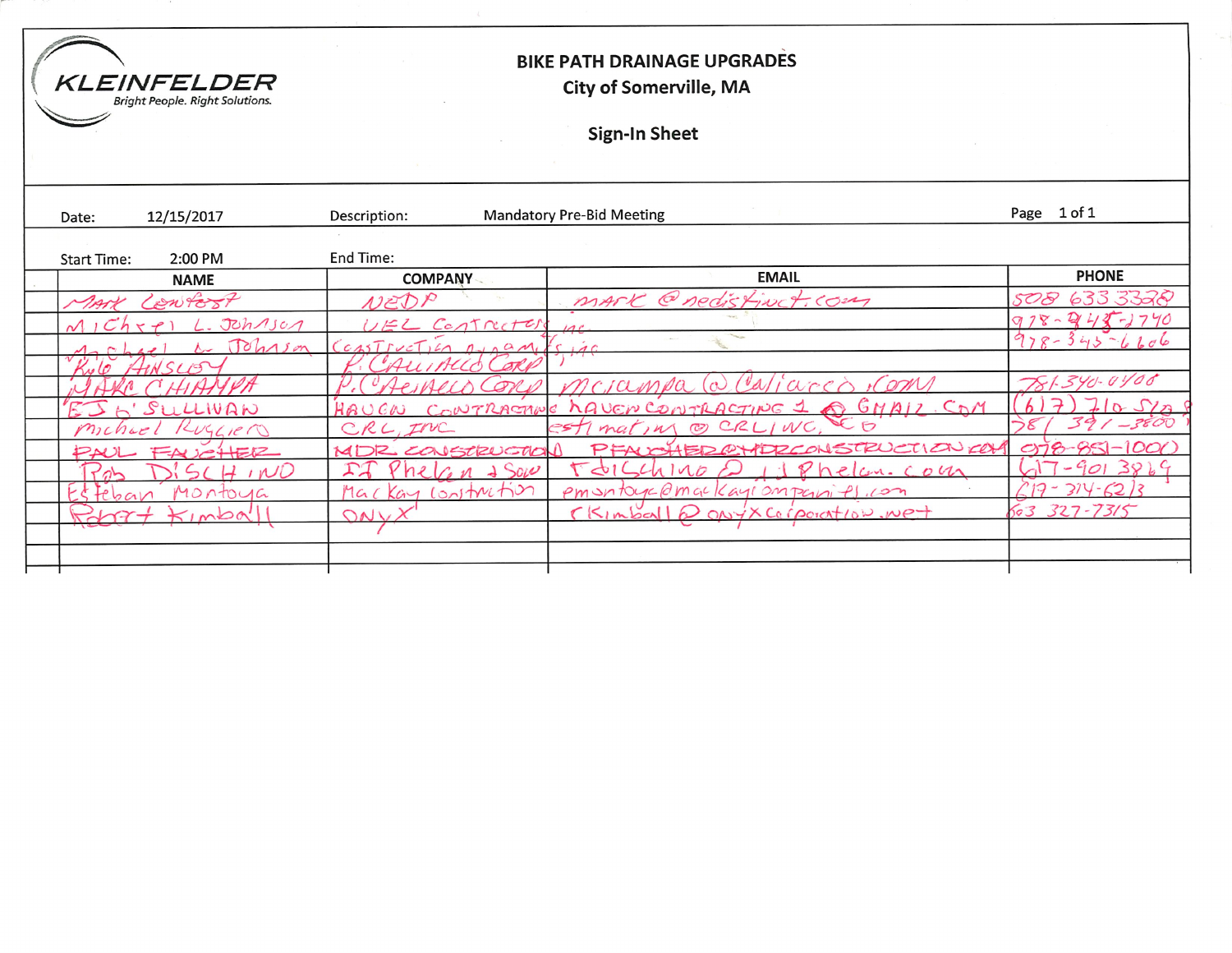KLEINFELDER
Bright People. Right Solutions.

# BIKE PATH DRAINAGE UPGRADES
## City of Somerville, MA
### Sign-In Sheet

Date: 12/15/2017 Description: Mandatory Pre-Bid Meeting

Start Time: 2:00 PM End Time:

| NAME | COMPANY | EMAIL | PHONE |
|---|---|---|---|
| Mark Contos? | NEDP | mark@nedistinct.com | 508 633 3328 |
| Michael L. Johnson | UEL Contractors inc | | 978-943-1740 |
| Michael L. Johnson | Construction Dynamics, inc | | 978-345-6606 |
| Kyle Ainsley | P. Caliacco Corp | | |
| Mark Champa | P. Caliacco Corp | mciampa@caliacco.com | 781-340-0408 |
| E J O'Sullivan | Haven Contracting | havencontracting1@gmail.com | (617) 710-5... |
| Michael Ruggiero | CRL, Inc | estimating@crlinc.co | 781 391-3800 |
| Paul Faucher | MDR Construction | pfaucher@mdrconstruction.com | 978-851-1000 |
| Rob Dischino | JJ Phelan + Son | rdischino@jjphelan.com | 617-901 3869 |
| Esteban Montoya | MacKay Construction | emontoya@mackaycompanies.com | 617-314-6213 |
| Robert Kimball | ONYX | rkimball@onyxcorporation.net | 603 327-7315 |
| | | | |
| | | | |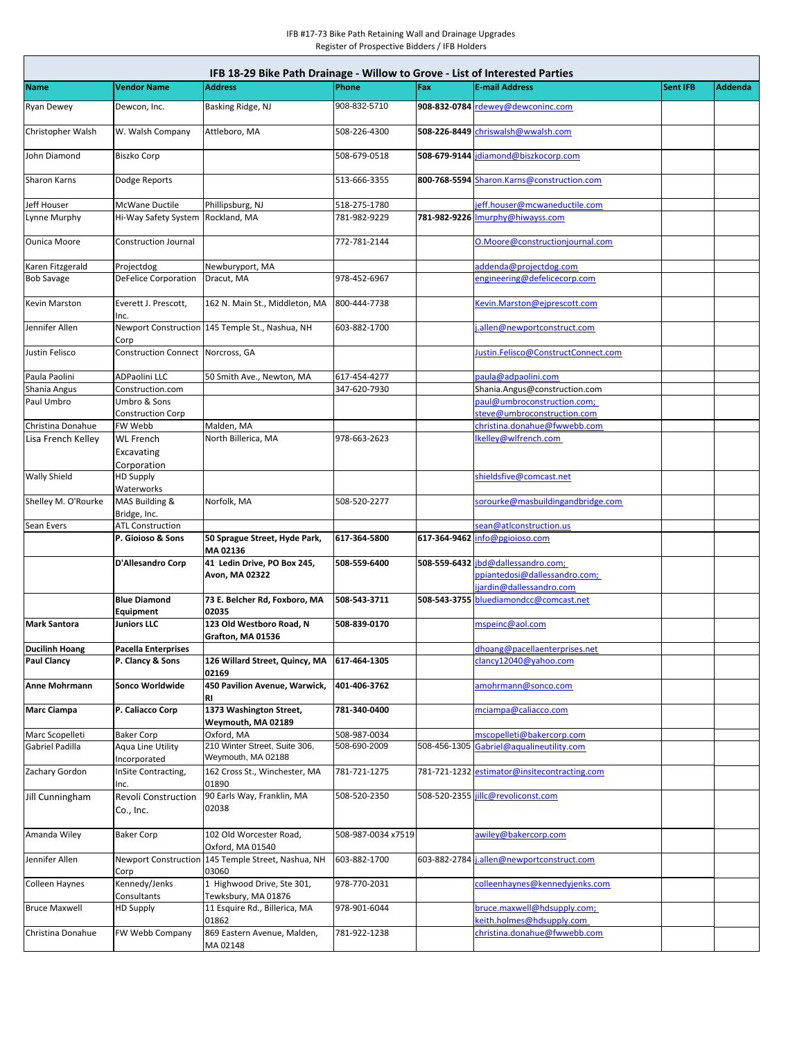IFB #17-73 Bike Path Retaining Wall and Drainage Upgrades
Register of Prospective Bidders / IFB Holders

| IFB 18-29 Bike Path Drainage - Willow to Grove - List of Interested Parties | | | | | | | |
|---|---|---|---|---|---|---|---|
| **Name** | **Vendor Name** | **Address** | **Phone** | **Fax** | **E-mail Address** | **Sent IFB** | **Addenda** |
| Ryan Dewey | Dewcon, Inc. | Basking Ridge, NJ | 908-832-5710 | **908-832-0784** | rdewey@dewconinc.com | | |
| Christopher Walsh | W. Walsh Company | Attleboro, MA | 508-226-4300 | **508-226-8449** | chriswalsh@wwalsh.com | | |
| John Diamond | Biszko Corp | | 508-679-0518 | **508-679-9144** | jdiamond@biszkocorp.com | | |
| Sharon Karns | Dodge Reports | | 513-666-3355 | **800-768-5594** | Sharon.Karns@construction.com | | |
| Jeff Houser | McWane Ductile | Phillipsburg, NJ | 518-275-1780 | | jeff.houser@mcwaneductile.com | | |
| Lynne Murphy | Hi-Way Safety System | Rockland, MA | 781-982-9229 | **781-982-9226** | lmurphy@hiwayss.com | | |
| Ounica Moore | Construction Journal | | 772-781-2144 | | O.Moore@constructionjournal.com | | |
| Karen Fitzgerald | Projectdog | Newburyport, MA | | | addenda@projectdog.com | | |
| Bob Savage | DeFelice Corporation | Dracut, MA | 978-452-6967 | | engineering@defelicecorp.com | | |
| Kevin Marston | Everett J. Prescott, Inc. | 162 N. Main St., Middleton, MA | 800-444-7738 | | Kevin.Marston@ejprescott.com | | |
| Jennifer Allen | Newport Construction Corp | 145 Temple St., Nashua, NH | 603-882-1700 | | j.allen@newportconstruct.com | | |
| Justin Felisco | Construction Connect | Norcross, GA | | | Justin.Felisco@ConstructConnect.com | | |
| Paula Paolini | ADPaolini LLC | 50 Smith Ave., Newton, MA | 617-454-4277 | | paula@adpaolini.com | | |
| Shania Angus | Construction.com | | 347-620-7930 | | Shania.Angus@construction.com | | |
| Paul Umbro | Umbro & Sons Construction Corp | | | | paul@umbroconstruction.com; steve@umbroconstruction.com | | |
| Christina Donahue | FW Webb | Malden, MA | | | christina.donahue@fwwebb.com | | |
| Lisa French Kelley | WL French Excavating Corporation | North Billerica, MA | 978-663-2623 | | lkelley@wlfrench.com | | |
| Wally Shield | HD Supply Waterworks | | | | shieldsfive@comcast.net | | |
| Shelley M. O'Rourke | MAS Building & Bridge, Inc. | Norfolk, MA | 508-520-2277 | | sorourke@masbuildingandbridge.com | | |
| Sean Evers | ATL Construction | | | | sean@atlconstruction.us | | |
| | **P. Gioioso & Sons** | **50 Sprague Street, Hyde Park, MA 02136** | **617-364-5800** | **617-364-9462** | info@pgioioso.com | | |
| | **D'Allesandro Corp** | **41 Ledin Drive, PO Box 245, Avon, MA 02322** | **508-559-6400** | **508-559-6432** | jbd@dallessandro.com; ppiantedosi@dallessandro.com; ijardin@dallessandro.com | | |
| | **Blue Diamond Equipment** | **73 E. Belcher Rd, Foxboro, MA 02035** | **508-543-3711** | **508-543-3755** | bluediamondcc@comcast.net | | |
| **Mark Santora** | **Juniors LLC** | **123 Old Westboro Road, N Grafton, MA 01536** | **508-839-0170** | | mspeinc@aol.com | | |
| **Ducilinh Hoang** | **Pacella Enterprises** | | | | dhoang@pacellaenterprises.net | | |
| **Paul Clancy** | **P. Clancy & Sons** | **126 Willard Street, Quincy, MA 02169** | **617-464-1305** | | clancy12040@yahoo.com | | |
| **Anne Mohrmann** | **Sonco Worldwide** | **450 Pavilion Avenue, Warwick, RI** | **401-406-3762** | | amohrmann@sonco.com | | |
| **Marc Ciampa** | **P. Caliacco Corp** | **1373 Washington Street, Weymouth, MA 02189** | **781-340-0400** | | mciampa@caliacco.com | | |
| Marc Scopelleti | Baker Corp | Oxford, MA | 508-987-0034 | | mscopelleti@bakercorp.com | | |
| Gabriel Padilla | Aqua Line Utility Incorporated | 210 Winter Street, Suite 306, Weymouth, MA 02188 | 508-690-2009 | 508-456-1305 | Gabriel@aqualineutility.com | | |
| Zachary Gordon | InSite Contracting, Inc. | 162 Cross St., Winchester, MA 01890 | 781-721-1275 | 781-721-1232 | estimator@insitecontracting.com | | |
| Jill Cunningham | Revoli Construction Co., Inc. | 90 Earls Way, Franklin, MA 02038 | 508-520-2350 | 508-520-2355 | jillc@revoliconst.com | | |
| Amanda Wiley | Baker Corp | 102 Old Worcester Road, Oxford, MA 01540 | 508-987-0034 x7519 | | awiley@bakercorp.com | | |
| Jennifer Allen | Newport Construction Corp | 145 Temple Street, Nashua, NH 03060 | 603-882-1700 | 603-882-2784 | j.allen@newportconstruct.com | | |
| Colleen Haynes | Kennedy/Jenks Consultants | 1 Highwood Drive, Ste 301, Tewksbury, MA 01876 | 978-770-2031 | | colleenhaynes@kennedyjenks.com | | |
| Bruce Maxwell | HD Supply | 11 Esquire Rd., Billerica, MA 01862 | 978-901-6044 | | bruce.maxwell@hdsupply.com; keith.holmes@hdsupply.com | | |
| Christina Donahue | FW Webb Company | 869 Eastern Avenue, Malden, MA 02148 | 781-922-1238 | | christina.donahue@fwwebb.com | | |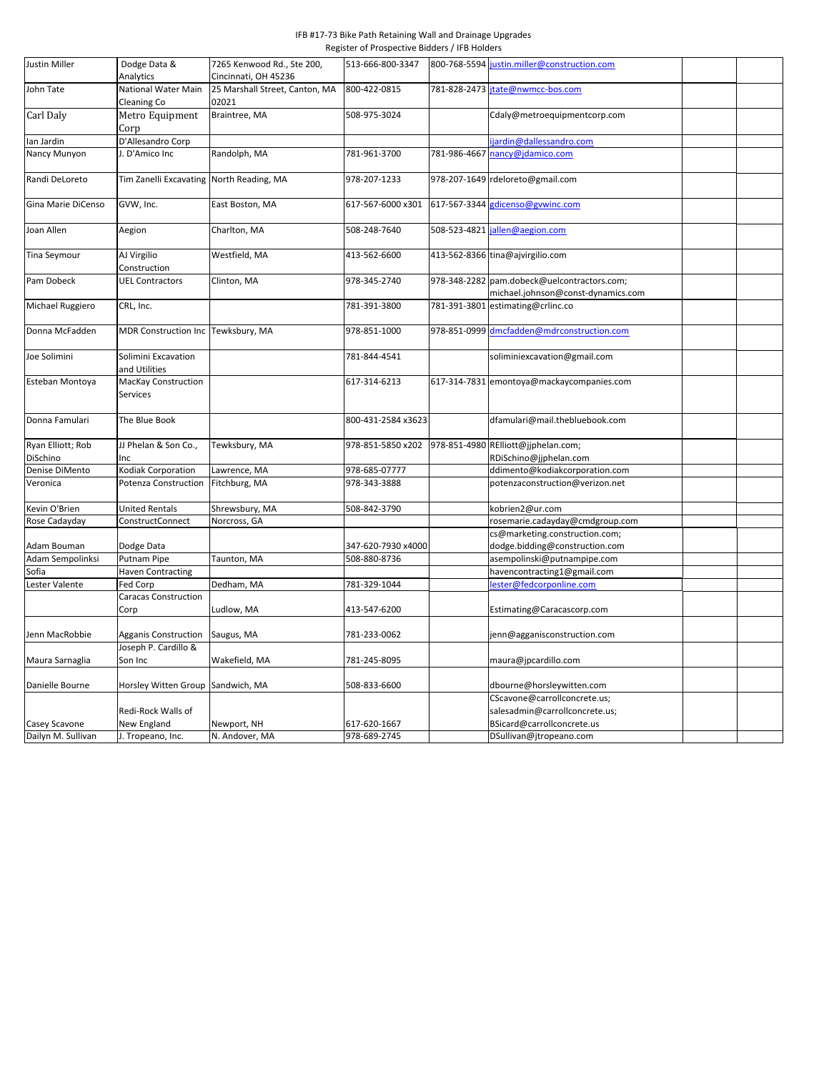IFB #17-73 Bike Path Retaining Wall and Drainage Upgrades
Register of Prospective Bidders / IFB Holders

| | | | | | | | |
|---|---|---|---|---|---|---|---|
| Justin Miller | Dodge Data & Analytics | 7265 Kenwood Rd., Ste 200, Cincinnati, OH 45236 | 513-666-800-3347 | 800-768-5594 | justin.miller@construction.com | | |
| John Tate | National Water Main Cleaning Co | 25 Marshall Street, Canton, MA 02021 | 800-422-0815 | 781-828-2473 | jtate@nwmcc-bos.com | | |
| Carl Daly | Metro Equipment Corp | Braintree, MA | 508-975-3024 | | Cdaly@metroequipmentcorp.com | | |
| Ian Jardin | D'Allesandro Corp | | | | ijardin@dallessandro.com | | |
| Nancy Munyon | J. D'Amico Inc | Randolph, MA | 781-961-3700 | 781-986-4667 | nancy@jdamico.com | | |
| Randi DeLoreto | Tim Zanelli Excavating | North Reading, MA | 978-207-1233 | 978-207-1649 | rdeloreto@gmail.com | | |
| Gina Marie DiCenso | GVW, Inc. | East Boston, MA | 617-567-6000 x301 | 617-567-3344 | gdicenso@gvwinc.com | | |
| Joan Allen | Aegion | Charlton, MA | 508-248-7640 | 508-523-4821 | jallen@aegion.com | | |
| Tina Seymour | AJ Virgilio Construction | Westfield, MA | 413-562-6600 | 413-562-8366 | tina@ajvirgilio.com | | |
| Pam Dobeck | UEL Contractors | Clinton, MA | 978-345-2740 | 978-348-2282 | pam.dobeck@uelcontractors.com; michael.johnson@const-dynamics.com | | |
| Michael Ruggiero | CRL, Inc. | | 781-391-3800 | 781-391-3801 | estimating@crlinc.co | | |
| Donna McFadden | MDR Construction Inc | Tewksbury, MA | 978-851-1000 | 978-851-0999 | dmcfadden@mdrconstruction.com | | |
| Joe Solimini | Solimini Excavation and Utilities | | 781-844-4541 | | soliminiexcavation@gmail.com | | |
| Esteban Montoya | MacKay Construction Services | | 617-314-6213 | 617-314-7831 | emontoya@mackaycompanies.com | | |
| Donna Famulari | The Blue Book | | 800-431-2584 x3623 | | dfamulari@mail.thebluebook.com | | |
| Ryan Elliott; Rob DiSchino | JJ Phelan & Son Co., Inc | Tewksbury, MA | 978-851-5850 x202 | 978-851-4980 | RElliott@jjphelan.com; RDiSchino@jjphelan.com | | |
| Denise DiMento | Kodiak Corporation | Lawrence, MA | 978-685-07777 | | ddimento@kodiakcorporation.com | | |
| Veronica | Potenza Construction | Fitchburg, MA | 978-343-3888 | | potenzaconstruction@verizon.net | | |
| Kevin O'Brien | United Rentals | Shrewsbury, MA | 508-842-3790 | | kobrien2@ur.com | | |
| Rose Cadayday | ConstructConnect | Norcross, GA | | | rosemarie.cadayday@cmdgroup.com | | |
| Adam Bouman | Dodge Data | | 347-620-7930 x4000 | | cs@marketing.construction.com; dodge.bidding@construction.com | | |
| Adam Sempolinksi | Putnam Pipe | Taunton, MA | 508-880-8736 | | asempolinski@putnampipe.com | | |
| Sofia | Haven Contracting | | | | havencontracting1@gmail.com | | |
| Lester Valente | Fed Corp | Dedham, MA | 781-329-1044 | | lester@fedcorponline.com | | |
| | Caracas Construction Corp | Ludlow, MA | 413-547-6200 | | Estimating@Caracascorp.com | | |
| Jenn MacRobbie | Agganis Construction | Saugus, MA | 781-233-0062 | | jenn@agganisconstruction.com | | |
| Maura Sarnaglia | Joseph P. Cardillo & Son Inc | Wakefield, MA | 781-245-8095 | | maura@jpcardillo.com | | |
| Danielle Bourne | Horsley Witten Group | Sandwich, MA | 508-833-6600 | | dbourne@horsleywitten.com | | |
| Casey Scavone | Redi-Rock Walls of New England | Newport, NH | 617-620-1667 | | CScavone@carrollconcrete.us; salesadmin@carrollconcrete.us; BSicard@carrollconcrete.us | | |
| Dailyn M. Sullivan | J. Tropeano, Inc. | N. Andover, MA | 978-689-2745 | | DSullivan@jtropeano.com | | |